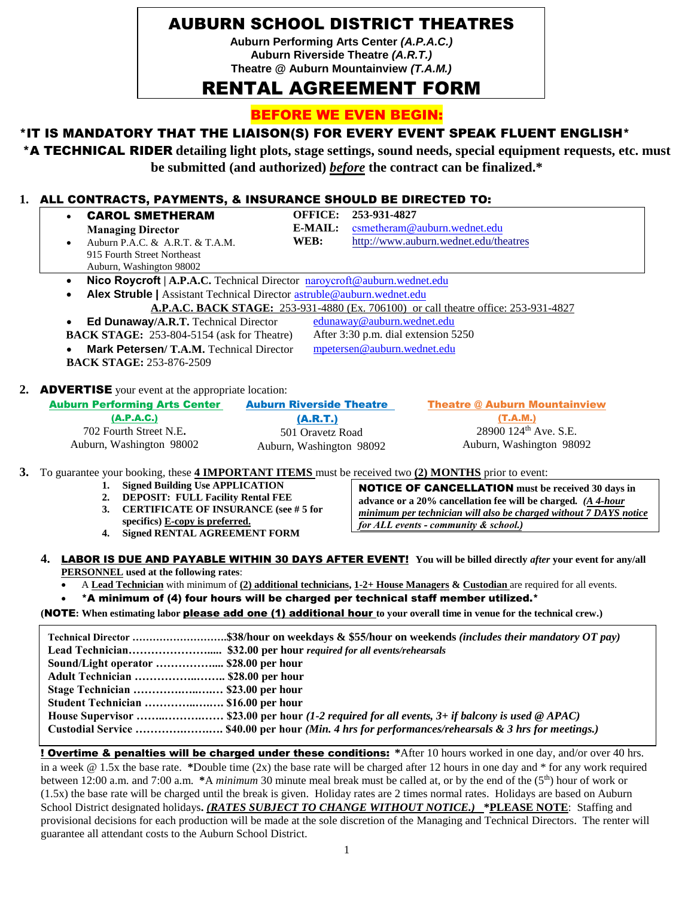# AUBURN SCHOOL DISTRICT THEATRES

**Auburn Performing Arts Center *(A.P.A.C.)***
**Auburn Riverside Theatre *(A.R.T.)***
**Theatre @ Auburn Mountainview *(T.A.M.)***

# RENTAL AGREEMENT FORM

## BEFORE WE EVEN BEGIN:

**\*IT IS MANDATORY THAT THE LIAISON(S) FOR EVERY EVENT SPEAK FLUENT ENGLISH\***

**\*A TECHNICAL RIDER detailing light plots, stage settings, sound needs, special equipment requests, etc. must be submitted (and authorized) *before* the contract can be finalized.\***

**1. ALL CONTRACTS, PAYMENTS, & INSURANCE SHOULD BE DIRECTED TO:**

- **CAROL SMETHERAM**
  **Managing Director**
- Auburn P.A.C. & A.R.T. & T.A.M.
  915 Fourth Street Northeast
  Auburn, Washington 98002

**OFFICE:** 253-931-4827
**E-MAIL:** csmetheram@auburn.wednet.edu
**WEB:** http://www.auburn.wednet.edu/theatres

- **Nico Roycroft | A.P.A.C.** Technical Director naroycroft@auburn.wednet.edu
- **Alex Struble |** Assistant Technical Director astruble@auburn.wednet.edu

**A.P.A.C. BACK STAGE:** 253-931-4880 (Ex. 706100) or call theatre office: 253-931-4827

- **Ed Dunaway/A.R.T.** Technical Director edunaway@auburn.wednet.edu
  **BACK STAGE:** 253-804-5154 (ask for Theatre) After 3:30 p.m. dial extension 5250
- **Mark Petersen/ T.A.M.** Technical Director mpetersen@auburn.wednet.edu
  **BACK STAGE:** 253-876-2509

**2. ADVERTISE** your event at the appropriate location:

| Auburn Performing Arts Center (A.P.A.C.) | Auburn Riverside Theatre (A.R.T.) | Theatre @ Auburn Mountainview (T.A.M.) |
|---|---|---|
| 702 Fourth Street N.E. | 501 Oravetz Road | 28900 124th Ave. S.E. |
| Auburn, Washington 98002 | Auburn, Washington 98092 | Auburn, Washington 98092 |

**3.** To guarantee your booking, these **4 IMPORTANT ITEMS** must be received two **(2) MONTHS** prior to event:

1. **Signed Building Use APPLICATION**
2. **DEPOSIT: FULL Facility Rental FEE**
3. **CERTIFICATE OF INSURANCE (see # 5 for specifics) E-copy is preferred.**
4. **Signed RENTAL AGREEMENT FORM**

**NOTICE OF CANCELLATION must be received 30 days in advance or a 20% cancellation fee will be charged. *(A 4-hour minimum per technician will also be charged without 7 DAYS notice for ALL events - community & school.)***

**4. LABOR IS DUE AND PAYABLE WITHIN 30 DAYS AFTER EVENT! You will be billed directly *after* your event for any/all PERSONNEL used at the following rates**:

- A **Lead Technician** with minimum of **(2) additional technicians**, **1-2+ House Managers** & **Custodian** are required for all events.
- **\*A minimum of (4) four hours will be charged per technical staff member utilized.\***

(**NOTE: When estimating labor please add one (1) additional hour to your overall time in venue for the technical crew.)**

**Technical Director ……………………..$38/hour on weekdays & $55/hour on weekends *(includes their mandatory OT pay)***
**Lead Technician………………….... $32.00 per hour** ***required for all events/rehearsals***
**Sound/Light operator …………….... $28.00 per hour**
**Adult Technician ……………..…….. $28.00 per hour**
**Stage Technician …………..…..…… $23.00 per hour**
**Student Technician ………….…..…. $16.00 per hour**
**House Supervisor ……..…….…….. $23.00 per hour *(1-2 required for all events, 3+ if balcony is used @ APAC)***
**Custodial Service …………….……. $40.00 per hour *(Min. 4 hrs for performances/rehearsals & 3 hrs for meetings.)***

**! Overtime & penalties will be charged under these conditions:** **\***After 10 hours worked in one day, and/or over 40 hrs. in a week @ 1.5x the base rate. **\***Double time (2x) the base rate will be charged after 12 hours in one day and \* for any work required between 12:00 a.m. and 7:00 a.m. **\***A *minimum* 30 minute meal break must be called at, or by the end of the (5th) hour of work or (1.5x) the base rate will be charged until the break is given. Holiday rates are 2 times normal rates. Holidays are based on Auburn School District designated holidays. ***(RATES SUBJECT TO CHANGE WITHOUT NOTICE.)*** **\*PLEASE NOTE**: Staffing and provisional decisions for each production will be made at the sole discretion of the Managing and Technical Directors. The renter will guarantee all attendant costs to the Auburn School District.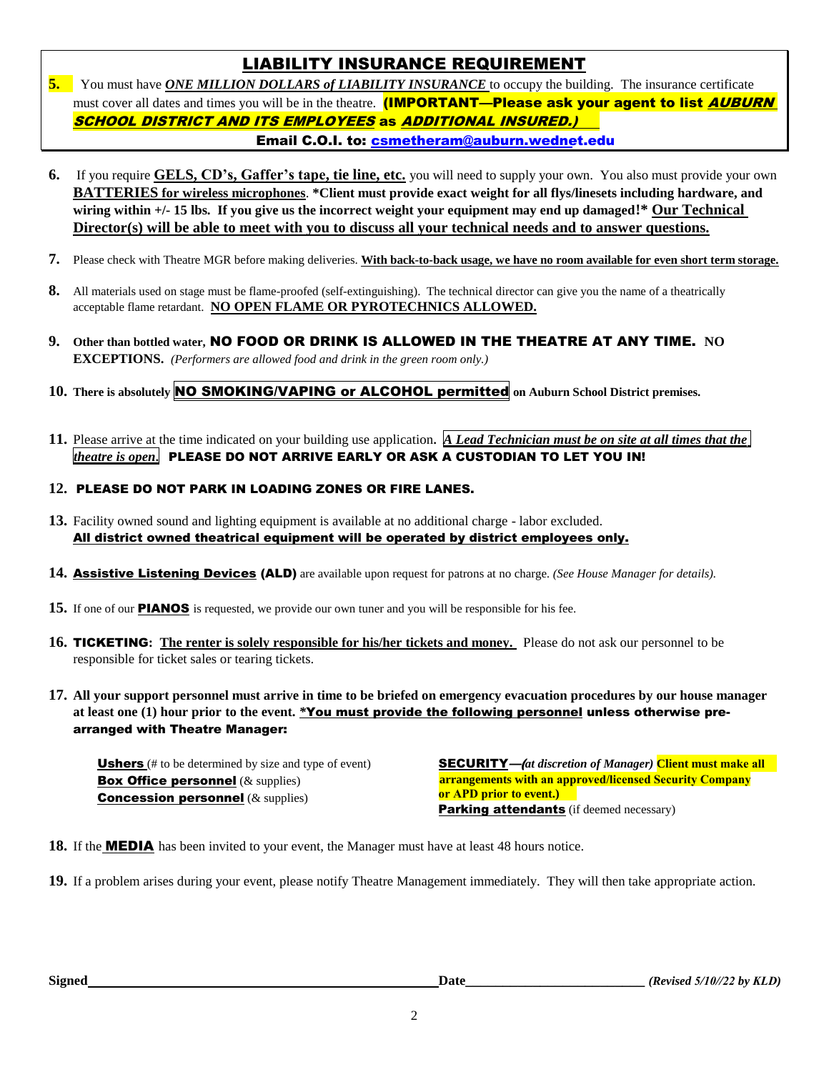## LIABILITY INSURANCE REQUIREMENT

**5.** You must have ***ONE MILLION DOLLARS of LIABILITY INSURANCE*** to occupy the building. The insurance certificate must cover all dates and times you will be in the theatre. **(IMPORTANT—Please ask your agent to list *AUBURN SCHOOL DISTRICT AND ITS EMPLOYEES* as *ADDITIONAL INSURED.)***

**Email C.O.I. to: csmetheram@auburn.wednet.edu**

**6.** If you require **GELS, CD's, Gaffer's tape, tie line, etc.** you will need to supply your own. You also must provide your own **BATTERIES for wireless microphones**. **\*Client must provide exact weight for all flys/linesets including hardware, and wiring within +/- 15 lbs. If you give us the incorrect weight your equipment may end up damaged!\* Our Technical Director(s) will be able to meet with you to discuss all your technical needs and to answer questions.**

**7.** Please check with Theatre MGR before making deliveries. **With back-to-back usage, we have no room available for even short term storage.**

**8.** All materials used on stage must be flame-proofed (self-extinguishing). The technical director can give you the name of a theatrically acceptable flame retardant. **NO OPEN FLAME OR PYROTECHNICS ALLOWED.**

**9. Other than bottled water, NO FOOD OR DRINK IS ALLOWED IN THE THEATRE AT ANY TIME. NO EXCEPTIONS.** *(Performers are allowed food and drink in the green room only.)*

**10. There is absolutely NO SMOKING/VAPING or ALCOHOL permitted on Auburn School District premises.**

**11.** Please arrive at the time indicated on your building use application. ***A Lead Technician must be on site at all times that the theatre is open.*** **PLEASE DO NOT ARRIVE EARLY OR ASK A CUSTODIAN TO LET YOU IN!**

**12. PLEASE DO NOT PARK IN LOADING ZONES OR FIRE LANES.**

**13.** Facility owned sound and lighting equipment is available at no additional charge - labor excluded. **All district owned theatrical equipment will be operated by district employees only.**

**14. Assistive Listening Devices (ALD)** are available upon request for patrons at no charge. *(See House Manager for details).*

**15.** If one of our **PIANOS** is requested, we provide our own tuner and you will be responsible for his fee.

**16. TICKETING: The renter is solely responsible for his/her tickets and money.** Please do not ask our personnel to be responsible for ticket sales or tearing tickets.

**17. All your support personnel must arrive in time to be briefed on emergency evacuation procedures by our house manager at least one (1) hour prior to the event. \*You must provide the following personnel unless otherwise pre-arranged with Theatre Manager:**

- **Ushers** (# to be determined by size and type of event)
- **Box Office personnel** (& supplies)
- **Concession personnel** (& supplies)
- **SECURITY**—*(at discretion of Manager)* **Client must make all arrangements with an approved/licensed Security Company or APD prior to event.)**
- **Parking attendants** (if deemed necessary)

**18.** If the **MEDIA** has been invited to your event, the Manager must have at least 48 hours notice.

**19.** If a problem arises during your event, please notify Theatre Management immediately. They will then take appropriate action.

**Signed**\_\_\_\_\_\_\_\_\_\_\_\_\_\_\_\_\_\_\_\_\_\_\_\_\_\_\_\_\_\_\_\_\_\_\_\_\_\_\_\_ **Date**\_\_\_\_\_\_\_\_\_\_\_\_\_\_\_\_\_\_\_\_\_\_\_ ***(Revised 5/10//22 by KLD)***